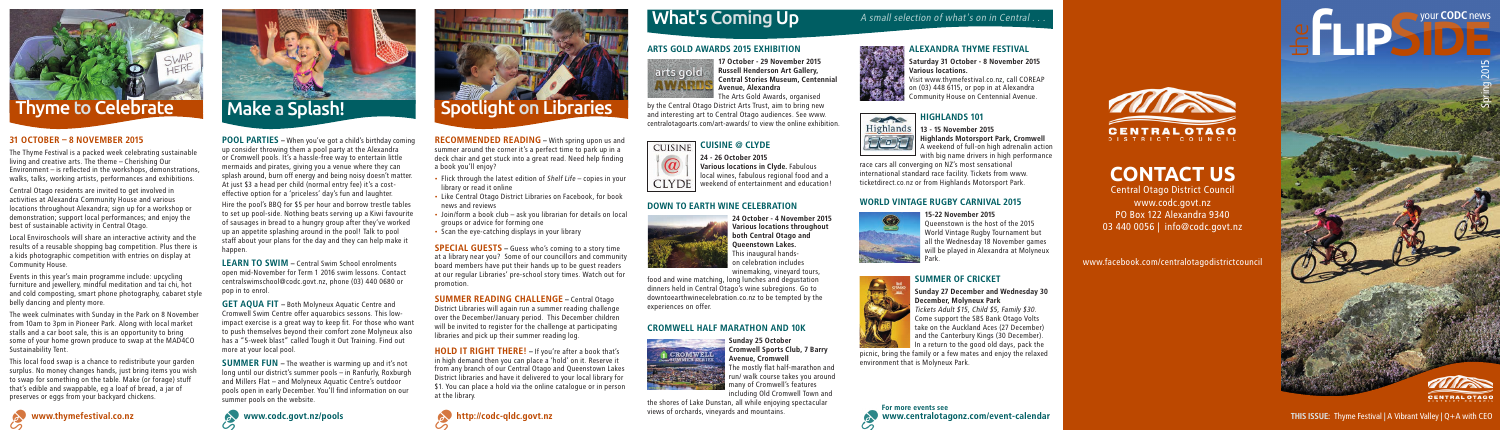# Thyme to Celebrate

## 31 OCTOBER – 8 NOVEMBER 2015

The Thyme Festival is a packed week celebrating sustainable living and creative arts. The theme – Cherishing Our Environment – is reflected in the workshops, demonstrations, walks, talks, working artists, performances and exhibitions.

Central Otago residents are invited to get involved in activities at Alexandra Community House and various locations throughout Alexandra; sign up for a workshop or demonstration; support local performances; and enjoy the best of sustainable activity in Central Otago.

Local Enviroschools will share an interactive activity and the results of a reusable shopping bag competition. Plus there is a kids photographic competition with entries on display at Community House.

Events in this year's main programme include: upcycling furniture and jewellery, mindful meditation and tai chi, hot and cold composting, smart phone photography, cabaret style belly dancing and plenty more.

The week culminates with Sunday in the Park on 8 November from 10am to 3pm in Pioneer Park. Along with local market stalls and a car boot sale, this is an opportunity to bring some of your home grown produce to swap at the MAD4CO Sustainability Tent.

This local food swap is a chance to redistribute your garden surplus. No money changes hands, just bring items you wish to swap for something on the table. Make (or forage) stuff that's edible and swappable, eg a loaf of bread, a jar of preserves or eggs from your backyard chickens.

**www.thymefestival.co.nz**

# Make a Splash!

**POOL PARTIES –** When you've got a child's birthday coming up consider throwing them a pool party at the Alexandra or Cromwell pools. It's a hassle-free way to entertain little mermaids and pirates, giving you a venue where they can splash around, burn off energy and being noisy doesn't matter. At just $3 a head per child (normal entry fee) it's a cost-effective option for a 'priceless' day's fun and laughter.

Hire the pool's BBQ for $5 per hour and borrow trestle tables to set up pool-side. Nothing beats serving up a Kiwi favourite of sausages in bread to a hungry group after they've worked up an appetite splashing around in the pool! Talk to pool staff about your plans for the day and they can help make it happen.

**LEARN TO SWIM –** Central Swim School enrolments open mid-November for Term 1 2016 swim lessons. Contact centralswimschool@codc.govt.nz, phone (03) 440 0680 or pop in to enrol.

**GET AQUA FIT –** Both Molyneux Aquatic Centre and Cromwell Swim Centre offer aquarobics sessions. This low-impact exercise is a great way to keep fit. For those who want to push themselves beyond their comfort zone Molyneux also has a "5-week blast" called Tough it Out Training. Find out more at your local pool.

**SUMMER FUN –** The weather is warming up and it's not long until our district's summer pools – in Ranfurly, Roxburgh and Millers Flat – and Molyneux Aquatic Centre's outdoor pools open in early December. You'll find information on our summer pools on the website.

**www.codc.govt.nz/pools**

# Spotlight on Libraries

**RECOMMENDED READING –** With spring upon us and summer around the corner it's a perfect time to park up in a deck chair and get stuck into a great read. Need help finding a book you'll enjoy?

- Flick through the latest edition of *Shelf Life* – copies in your library or read it online
- Like Central Otago District Libraries on Facebook, for book news and reviews
- Join/form a book club – ask you librarian for details on local groups or advice for forming one
- Scan the eye-catching displays in your library

**SPECIAL GUESTS –** Guess who's coming to a story time at a library near you? Some of our councillors and community board members have put their hands up to be guest readers at our regular Libraries' pre-school story times. Watch out for promotion.

**SUMMER READING CHALLENGE –** Central Otago District Libraries will again run a summer reading challenge over the December/January period. This December children will be invited to register for the challenge at participating libraries and pick up their summer reading log.

**HOLD IT RIGHT THERE! –** If you're after a book that's in high demand then you can place a 'hold' on it. Reserve it from any branch of our Central Otago and Queenstown Lakes District libraries and have it delivered to your local library for $1. You can place a hold via the online catalogue or in person at the library.

**http://codc-qldc.govt.nz**

# What's Coming Up

*A small selection of what's on in Central . . .*

## ARTS GOLD AWARDS 2015 EXHIBITION

**17 October - 29 November 2015**
**Russell Henderson Art Gallery, Central Stories Museum, Centennial Avenue, Alexandra**

The Arts Gold Awards, organised by the Central Otago District Arts Trust, aim to bring new and interesting art to Central Otago audiences. See www.centralotagoarts.com/art-awards/ to view the online exhibition.

## CUISINE @ CLYDE

**24 - 26 October 2015**
**Various locations in Clyde.** Fabulous local wines, fabulous regional food and a weekend of entertainment and education!

## DOWN TO EARTH WINE CELEBRATION

**24 October - 4 November 2015**
**Various locations throughout both Central Otago and Queenstown Lakes.**

This inaugural hands-on celebration includes winemaking, vineyard tours, food and wine matching, long lunches and degustation dinners held in Central Otago's wine subregions. Go to downtoearthwinecelebration.co.nz to be tempted by the experiences on offer.

## CROMWELL HALF MARATHON AND 10K

**Sunday 25 October**
**Cromwell Sports Club, 7 Barry Avenue, Cromwell**

The mostly flat half-marathon and run/walk course takes you around many of Cromwell's features including Old Cromwell Town and the shores of Lake Dunstan, all while enjoying spectacular views of orchards, vineyards and mountains.

## ALEXANDRA THYME FESTIVAL

**Saturday 31 October - 8 November 2015**
**Various locations.**

Visit www.thymefestival.co.nz, call COREAP on (03) 448 6115, or pop in at Alexandra Community House on Centennial Avenue.

## HIGHLANDS 101

**13 - 15 November 2015**
**Highlands Motorsport Park, Cromwell**

A weekend of full-on high adrenalin action with big name drivers in high performance race cars all converging on NZ's most sensational international standard race facility. Tickets from www.ticketdirect.co.nz or from Highlands Motorsport Park.

## WORLD VINTAGE RUGBY CARNIVAL 2015

**15-22 November 2015**

Queenstown is the host of the 2015 World Vintage Rugby Tournament but all the Wednesday 18 November games will be played in Alexandra at Molyneux Park.

## SUMMER OF CRICKET

**Sunday 27 December and Wednesday 30 December, Molyneux Park**

*Tickets Adult $15, Child $5, Family $30.* Come support the SBS Bank Otago Volts take on the Auckland Aces (27 December) and the Canterbury Kings (30 December). In a return to the good old days, pack the picnic, bring the family or a few mates and enjoy the relaxed environment that is Molyneux Park.

**For more events see**
**www.centralotagonz.com/event-calendar**

# CONTACT US

Central Otago District Council
www.codc.govt.nz
PO Box 122 Alexandra 9340
03 440 0056 | info@codc.govt.nz

www.facebook.com/centralotagodistrictcouncil

# the FLIPSIDE

your CODC news

Spring 2015

**THIS ISSUE:** Thyme Festival | A Vibrant Valley | Q+A with CEO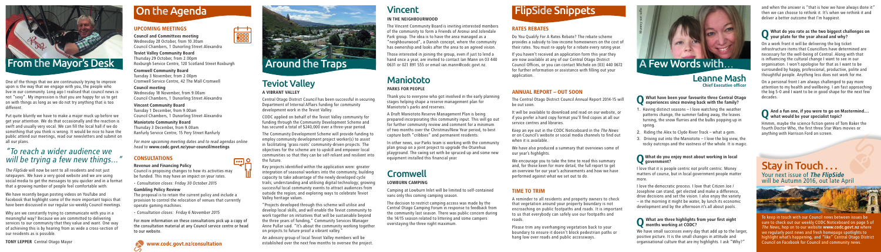# From the Mayor's Desk

One of the things that we are continuously trying to improve upon is the way that we engage with you, the people who live in our community. Long ago I realised that council news is not "sexy". My impression is that you are happy for us to get on with things as long as we do not try anything that is too different.

Put quite bluntly we have to make a major muck up before we get your attention. We do that occasionally and the reaction is swift and usually very vocal. We can fill the local hall if we do something that you think is wrong. It would be nice to have the public attend our meetings, read our newsletters and submit on all our plans.

## *"To reach a wider audience we will be trying a few new things…"*

*The FlipSide* will now be sent to all residents and not just ratepayers. We have a very good website and we are using social media to get the messages to you quicker and in a format that a growing number of people feel comfortable with.

We have recently begun posting videos on YouTube and Facebook that highlight some of the more important topics that have been discussed in our regular six-weekly Council meetings.

Why are we constantly trying to communicate with you in a meaningful way? Because we are committed to delivering services to our community that they value and want. One way of achieving this is by hearing from as wide a cross-section of our residents as is possible.

**TONY LEPPER** Central Otago Mayor

# On the Agenda

## UPCOMING MEETINGS

**Council and Committees meeting**
Wednesday 28 October, from 10.30am
Council Chambers, 1 Dunorling Street Alexandra

**Teviot Valley Community Board**
Thursday 29 October, from 2.00pm
Roxburgh Service Centre, 120 Scotland Street Roxburgh

**Cromwell Community Board**
Tuesday 3 November, from 2.00pm
Cromwell Service Centre, 42 The Mall Cromwell

**Council meeting**
Wednesday 18 November, from 9.00am
Council Chambers, 1 Dunorling Street Alexandra

**Vincent Community Board**
Tuesday 1 December, from 9.00am
Council Chambers, 1 Dunorling Street Alexandra

**Maniototo Community Board**
Thursday 3 December, from 9.00am
Ranfurly Service Centre, 15 Pery Street Ranfurly

*For more upcoming meeting dates and to read agendas online head to* **www.codc.govt.nz/your-council/meetings**

## CONSULTATIONS

**Revenue and Financing Policy**
Council is proposing changes to how its activities may be funded. This may have an impact on your rates.

- *Consultation closes: Friday 30 October 2015*

**Gambling Policy Review**
The proposal is to retain the current policy and include a provision to control the relocation of venues that currently operate gaming machines.

- *Consultation closes: Friday 6 November 2015*

For more information on these consultations pick up a copy of the consultation material at any Council service centre or head to our website.

**www.codc.govt.nz/consultation**

# Around the Traps

## Teviot Valley

### A VIBRANT VALLEY

Central Otago District Council has been successful in securing Department of Internal Affairs funding for community development work in the Teviot Valley.

CODC applied on behalf of the Teviot Valley community for funding through the Community Development Scheme and has secured a total of $240,000 over a three-year period.

The Community Development Scheme will provide funding to employ community development project worker(s) to assist in facilitating 'grass roots' community-driven projects. The objectives for the scheme are to upskill and empower local communities so that they can be self-reliant and resilient into the future.

Key projects identified within the application were: greater integration of seasonal workers into the community; building capacity to take advantage of the newly developed cycle trails; understanding and utilising digital technology; growing successful local community events to attract audiences from outside the region; and exploring ways to celebrate Teviot Valley heritage values.

"Projects developed through this scheme will utilise and develop local skills, and will enable the Teviot community to work together on initiatives that will be sustainable beyond the three years of funding," Community Services Manager Anne Pullar said. "It's about the community working together on projects to future proof a vibrant valley."

An advisory group of local Teviot Valley members will be established over the next few months to oversee the project.

## Vincent

### IN THE NEIGHBOURWOOD

The Vincent Community Board is inviting interested members of the community to form a Friends of Aronui and Jolendale Park group. The idea is to have the area managed as a "neighbourwood", a Danish concept, where the community has ownership and looks after the area to an agreed vision.

Those interested in joining the group, even if just to lend a hand once a year, are invited to contact Ian Mann on 03 440 0631 or 021 891 555 or email ian.mann@codc.govt.nz.

## Maniototo

### PARKS FOR PEOPLE

Thank you to everyone who got involved in the early planning stages helping shape a reserve management plan for Maniototo's parks and reserves.

A Draft Maniototo Reserve Management Plan is being prepared incorporating this community input. This will go out for further community review and comment for a minimum of two months over the Christmas/New Year period, to best capture both "cribbies" and permanent residents.

In other news, our Parks team is working with the community plan group on a joint project to upgrade the Oturehua playground. The swing set with be spruced up and some new equipment installed this financial year.

## Cromwell

### LOWBURN CAMPING

Camping at Lowburn Inlet will be limited to self-contained vans only this coming camping season.

The decision to restrict camping access was made by the Central Otago Camping Forum in response to feedback from the community last season. There was public concern during the 14/15 season related to littering and some campers overstaying the three night maximum.

# FlipSide Snippets

## RATES REBATES

Do You Qualify For A Rates Rebate? The rebate scheme provides a subsidy to low-income homeowners on the cost of their rates. You must re-apply for a rebate every rating year.

If you haven't received an application form this year they are now available at any of our Central Otago District Council Offices, or you can contact Michele on (03) 440 0672 for further information or assistance with filling out your application.

## ANNUAL REPORT – OUT SOON

The Central Otago District Council Annual Report 2014-15 will be out soon.

It will be available to download and read on our website, or if you prefer a hard copy format you'll find copies at all our service centres and libraries.

Keep an eye out in the CODC Noticeboard in the *The News* or on Council's website or social media channels to find out when it is available.

We have also produced a summary that overviews some of our year's highlights.

We encourage you to take the time to read this summary and, for those keen for more detail, the full report to get an overview for our year's achievements and how we have performed against what we set out to do.

## TIME TO TRIM

A reminder to all residents and property owners to check that vegetation around your property boundary is not encroaching on public footpaths and roads. It is important to us that everybody can safely use our footpaths and roads.

Please trim any overhanging vegetation back to your boundary to ensure it doesn't block pedestrian paths or hang low over roads and public accessways.

# A Few Words with…

## Leanne Mash
Chief Executive officer

**Q What have been your favourite three Central Otago experiences since moving back with the family?**

1. Having distinct seasons – I love watching the weather patterns change, the summer fading away, the leaves turning, the snow flurries and the bulbs popping up in spring.
2. Riding the Alex to Clyde River Track – what a gem.
3. Driving out into the Maniototo – I love the big view, the rocky outcrops and the vastness of the whole. It is magic.

**Q What do you enjoy most about working in local government?**

I love that it is people centric not profit centric. Money matters of course, but in local government people matter more.

I love the democratic process. I love that Citizen Joe / Josephine can stand, get elected and make a difference, drive decisions and set the vision. I also enjoy the variety – in the morning it might be water, by lunch its economic development and by the afternoon it's all about pools.

**Q What are three highlights from your first eight months working at CODC?**

We have small successes every day that add up to the larger, positive picture. It is the small changes in attitude and organisational culture that are my highlights. I ask "Why?" and when the answer is "that is how we have always done it" then we can choose to rethink it. It's when we rethink it and deliver a better outcome that I'm happiest.

**Q What do you rate as the two biggest challenges on your plate for the year ahead and why?**

On a work front it will be delivering the big ticket infrastructure items that Councillors have determined are necessary for the well-being of Central. Along with that is influencing the cultural change I want to see in our organisation. I won't apologise for that as I want to be surrounded by happy, professional, productive, polite and thoughtful people. Anything less does not work for me.

On a personal front I am always challenged to pay more attention to my health and wellbeing. I am fast approaching the big 5-0 and I want to be in good shape for the next few decades.

**Q And a fun one, if you were to go on Mastermind.... what would be your specialist topic?**

Hmmm, maybe the science fiction genre of Tom Baker the fourth Doctor Who, the first three Star Wars movies or anything with Harrison Ford on screen.

# Stay in Touch . . .

Your next issue of ***The FlipSide*** will be Autumn 2016, out late April

To keep in touch with our Council news between issues be sure to check out our weekly CODC Noticeboard on page 5 of *The News*, hop on to our website **www.codc.govt.nz** where we regularly post news and fresh homepage spotlights to highlight what's happening, and "like" Central Otago District Council on Facebook for Council and community news.